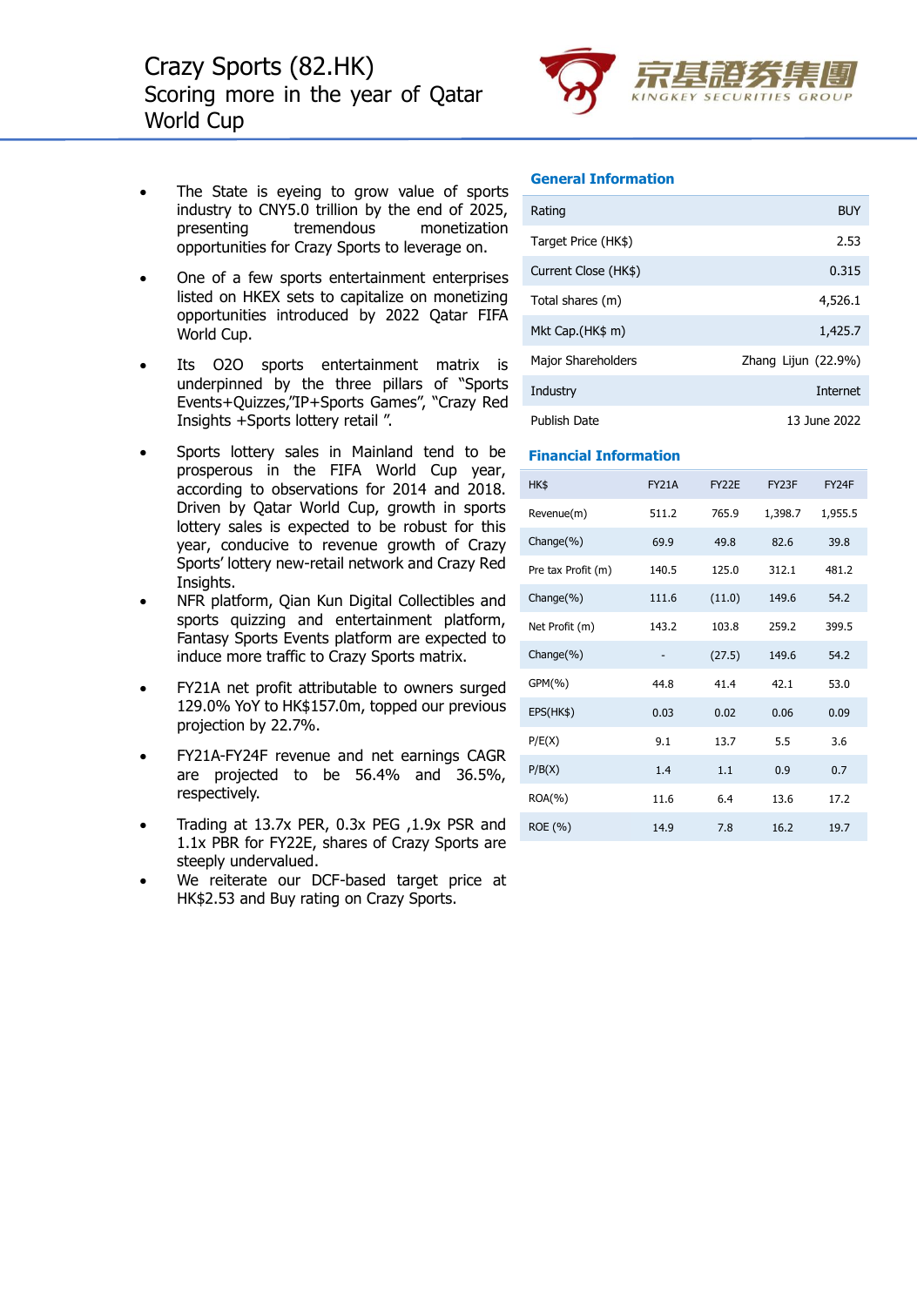# Crazy Sports (82.HK)
## Scoring more in the year of Qatar World Cup

- The State is eyeing to grow value of sports industry to CNY5.0 trillion by the end of 2025, presenting tremendous monetization opportunities for Crazy Sports to leverage on.
- One of a few sports entertainment enterprises listed on HKEX sets to capitalize on monetizing opportunities introduced by 2022 Qatar FIFA World Cup.
- Its O2O sports entertainment matrix is underpinned by the three pillars of "Sports Events+Quizzes,"IP+Sports Games", "Crazy Red Insights +Sports lottery retail ".
- Sports lottery sales in Mainland tend to be prosperous in the FIFA World Cup year, according to observations for 2014 and 2018. Driven by Qatar World Cup, growth in sports lottery sales is expected to be robust for this year, conducive to revenue growth of Crazy Sports' lottery new-retail network and Crazy Red Insights.
- NFR platform, Qian Kun Digital Collectibles and sports quizzing and entertainment platform, Fantasy Sports Events platform are expected to induce more traffic to Crazy Sports matrix.
- FY21A net profit attributable to owners surged 129.0% YoY to HK$157.0m, topped our previous projection by 22.7%.
- FY21A-FY24F revenue and net earnings CAGR are projected to be 56.4% and 36.5%, respectively.
- Trading at 13.7x PER, 0.3x PEG ,1.9x PSR and 1.1x PBR for FY22E, shares of Crazy Sports are steeply undervalued.
- We reiterate our DCF-based target price at HK$2.53 and Buy rating on Crazy Sports.

### General Information

| | |
|---|---|
| Rating | BUY |
| Target Price (HK$) | 2.53 |
| Current Close (HK$) | 0.315 |
| Total shares (m) | 4,526.1 |
| Mkt Cap.(HK$ m) | 1,425.7 |
| Major Shareholders | Zhang Lijun (22.9%) |
| Industry | Internet |
| Publish Date | 13 June 2022 |

### Financial Information

| HK$ | FY21A | FY22E | FY23F | FY24F |
|---|---|---|---|---|
| Revenue(m) | 511.2 | 765.9 | 1,398.7 | 1,955.5 |
| Change(%) | 69.9 | 49.8 | 82.6 | 39.8 |
| Pre tax Profit (m) | 140.5 | 125.0 | 312.1 | 481.2 |
| Change(%) | 111.6 | (11.0) | 149.6 | 54.2 |
| Net Profit (m) | 143.2 | 103.8 | 259.2 | 399.5 |
| Change(%) | - | (27.5) | 149.6 | 54.2 |
| GPM(%) | 44.8 | 41.4 | 42.1 | 53.0 |
| EPS(HK$) | 0.03 | 0.02 | 0.06 | 0.09 |
| P/E(X) | 9.1 | 13.7 | 5.5 | 3.6 |
| P/B(X) | 1.4 | 1.1 | 0.9 | 0.7 |
| ROA(%) | 11.6 | 6.4 | 13.6 | 17.2 |
| ROE (%) | 14.9 | 7.8 | 16.2 | 19.7 |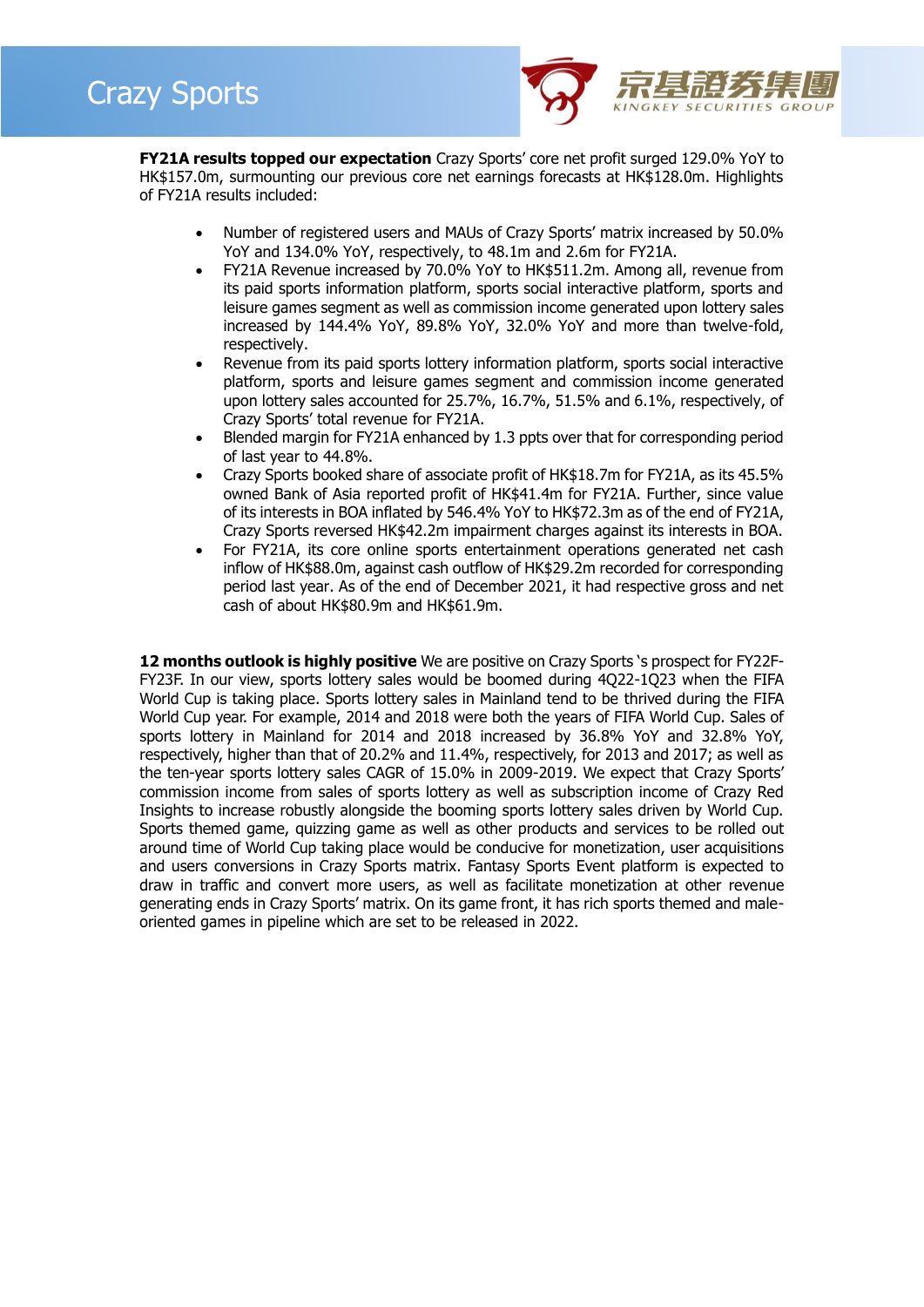**FY21A results topped our expectation** Crazy Sports' core net profit surged 129.0% YoY to HK$157.0m, surmounting our previous core net earnings forecasts at HK$128.0m. Highlights of FY21A results included:

- Number of registered users and MAUs of Crazy Sports' matrix increased by 50.0% YoY and 134.0% YoY, respectively, to 48.1m and 2.6m for FY21A.
- FY21A Revenue increased by 70.0% YoY to HK$511.2m. Among all, revenue from its paid sports information platform, sports social interactive platform, sports and leisure games segment as well as commission income generated upon lottery sales increased by 144.4% YoY, 89.8% YoY, 32.0% YoY and more than twelve-fold, respectively.
- Revenue from its paid sports lottery information platform, sports social interactive platform, sports and leisure games segment and commission income generated upon lottery sales accounted for 25.7%, 16.7%, 51.5% and 6.1%, respectively, of Crazy Sports' total revenue for FY21A.
- Blended margin for FY21A enhanced by 1.3 ppts over that for corresponding period of last year to 44.8%.
- Crazy Sports booked share of associate profit of HK$18.7m for FY21A, as its 45.5% owned Bank of Asia reported profit of HK$41.4m for FY21A. Further, since value of its interests in BOA inflated by 546.4% YoY to HK$72.3m as of the end of FY21A, Crazy Sports reversed HK$42.2m impairment charges against its interests in BOA.
- For FY21A, its core online sports entertainment operations generated net cash inflow of HK$88.0m, against cash outflow of HK$29.2m recorded for corresponding period last year. As of the end of December 2021, it had respective gross and net cash of about HK$80.9m and HK$61.9m.

**12 months outlook is highly positive** We are positive on Crazy Sports 's prospect for FY22F-FY23F. In our view, sports lottery sales would be boomed during 4Q22-1Q23 when the FIFA World Cup is taking place. Sports lottery sales in Mainland tend to be thrived during the FIFA World Cup year. For example, 2014 and 2018 were both the years of FIFA World Cup. Sales of sports lottery in Mainland for 2014 and 2018 increased by 36.8% YoY and 32.8% YoY, respectively, higher than that of 20.2% and 11.4%, respectively, for 2013 and 2017; as well as the ten-year sports lottery sales CAGR of 15.0% in 2009-2019. We expect that Crazy Sports' commission income from sales of sports lottery as well as subscription income of Crazy Red Insights to increase robustly alongside the booming sports lottery sales driven by World Cup. Sports themed game, quizzing game as well as other products and services to be rolled out around time of World Cup taking place would be conducive for monetization, user acquisitions and users conversions in Crazy Sports matrix. Fantasy Sports Event platform is expected to draw in traffic and convert more users, as well as facilitate monetization at other revenue generating ends in Crazy Sports' matrix. On its game front, it has rich sports themed and male-oriented games in pipeline which are set to be released in 2022.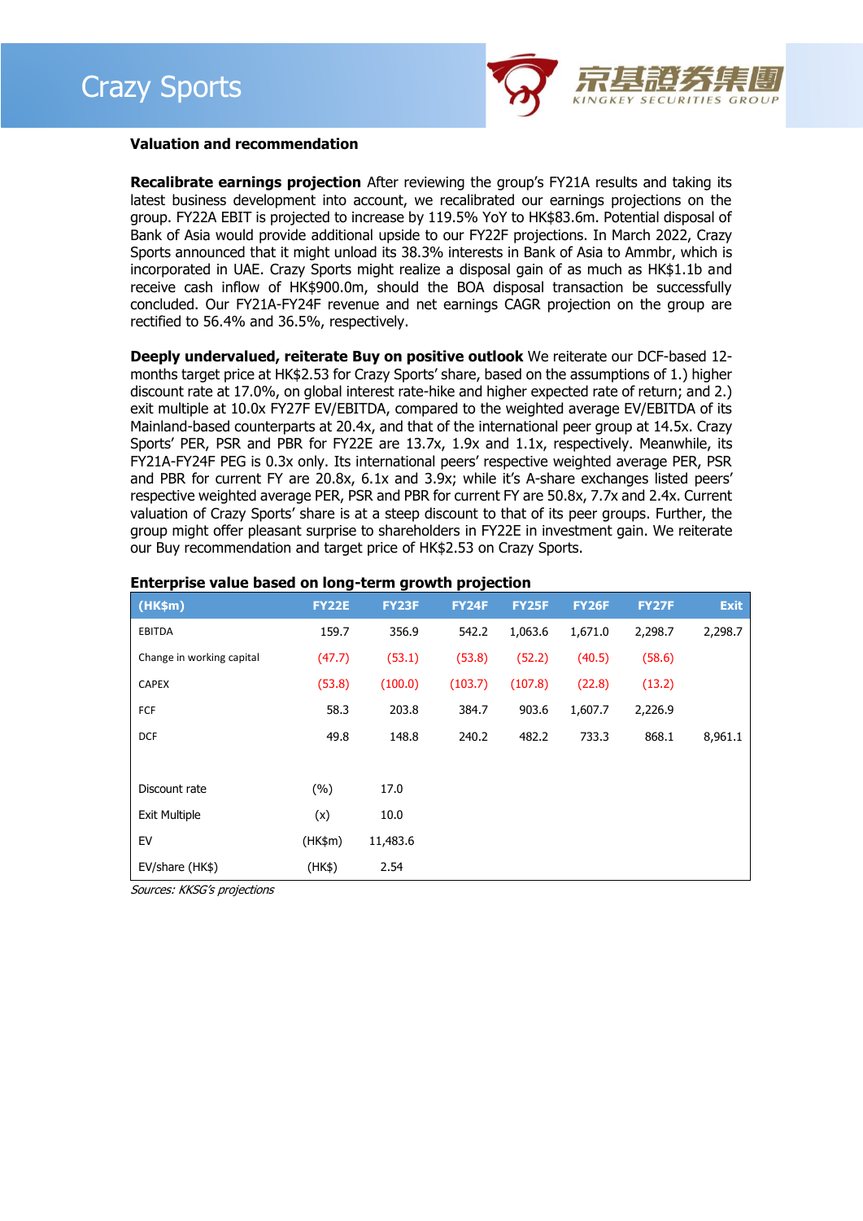## Valuation and recommendation

**Recalibrate earnings projection** After reviewing the group's FY21A results and taking its latest business development into account, we recalibrated our earnings projections on the group. FY22A EBIT is projected to increase by 119.5% YoY to HK$83.6m. Potential disposal of Bank of Asia would provide additional upside to our FY22F projections. In March 2022, Crazy Sports announced that it might unload its 38.3% interests in Bank of Asia to Ammbr, which is incorporated in UAE. Crazy Sports might realize a disposal gain of as much as HK$1.1b and receive cash inflow of HK$900.0m, should the BOA disposal transaction be successfully concluded. Our FY21A-FY24F revenue and net earnings CAGR projection on the group are rectified to 56.4% and 36.5%, respectively.

**Deeply undervalued, reiterate Buy on positive outlook** We reiterate our DCF-based 12-months target price at HK$2.53 for Crazy Sports' share, based on the assumptions of 1.) higher discount rate at 17.0%, on global interest rate-hike and higher expected rate of return; and 2.) exit multiple at 10.0x FY27F EV/EBITDA, compared to the weighted average EV/EBITDA of its Mainland-based counterparts at 20.4x, and that of the international peer group at 14.5x. Crazy Sports' PER, PSR and PBR for FY22E are 13.7x, 1.9x and 1.1x, respectively. Meanwhile, its FY21A-FY24F PEG is 0.3x only. Its international peers' respective weighted average PER, PSR and PBR for current FY are 20.8x, 6.1x and 3.9x; while it's A-share exchanges listed peers' respective weighted average PER, PSR and PBR for current FY are 50.8x, 7.7x and 2.4x. Current valuation of Crazy Sports' share is at a steep discount to that of its peer groups. Further, the group might offer pleasant surprise to shareholders in FY22E in investment gain. We reiterate our Buy recommendation and target price of HK$2.53 on Crazy Sports.

**Enterprise value based on long-term growth projection**

| (HK$m) | FY22E | FY23F | FY24F | FY25F | FY26F | FY27F | Exit |
|---|---|---|---|---|---|---|---|
| EBITDA | 159.7 | 356.9 | 542.2 | 1,063.6 | 1,671.0 | 2,298.7 | 2,298.7 |
| Change in working capital | (47.7) | (53.1) | (53.8) | (52.2) | (40.5) | (58.6) | |
| CAPEX | (53.8) | (100.0) | (103.7) | (107.8) | (22.8) | (13.2) | |
| FCF | 58.3 | 203.8 | 384.7 | 903.6 | 1,607.7 | 2,226.9 | |
| DCF | 49.8 | 148.8 | 240.2 | 482.2 | 733.3 | 868.1 | 8,961.1 |
| | | | | | | | |
| Discount rate | (%) | 17.0 | | | | | |
| Exit Multiple | (x) | 10.0 | | | | | |
| EV | (HK$m) | 11,483.6 | | | | | |
| EV/share (HK$) | (HK$) | 2.54 | | | | | |

*Sources: KKSG's projections*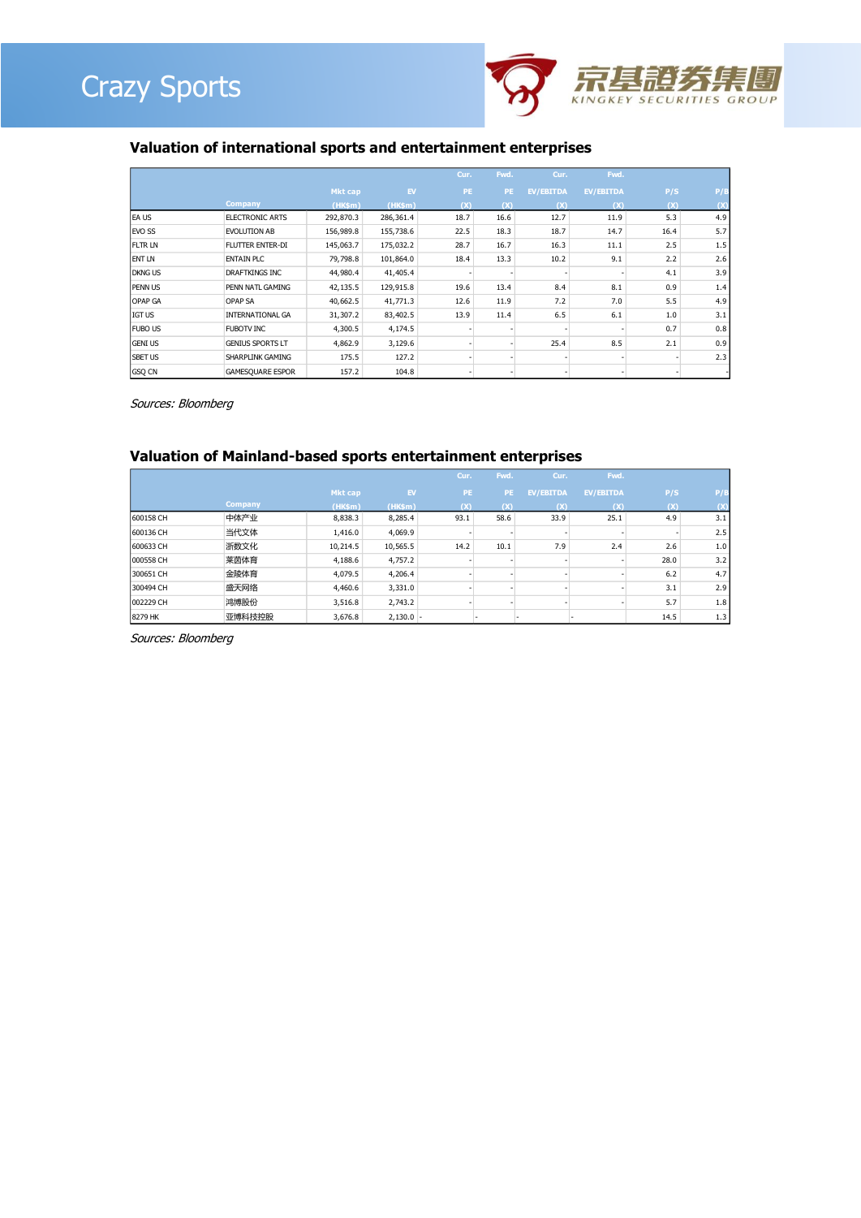### Valuation of international sports and entertainment enterprises

| | Company | Mkt cap (HK$m) | EV (HK$m) | Cur. PE (X) | Fwd. PE (X) | Cur. EV/EBITDA (X) | Fwd. EV/EBITDA (X) | P/S (X) | P/B (X) |
|---|---|---|---|---|---|---|---|---|---|
| EA US | ELECTRONIC ARTS | 292,870.3 | 286,361.4 | 18.7 | 16.6 | 12.7 | 11.9 | 5.3 | 4.9 |
| EVO SS | EVOLUTION AB | 156,989.8 | 155,738.6 | 22.5 | 18.3 | 18.7 | 14.7 | 16.4 | 5.7 |
| FLTR LN | FLUTTER ENTER-DI | 145,063.7 | 175,032.2 | 28.7 | 16.7 | 16.3 | 11.1 | 2.5 | 1.5 |
| ENT LN | ENTAIN PLC | 79,798.8 | 101,864.0 | 18.4 | 13.3 | 10.2 | 9.1 | 2.2 | 2.6 |
| DKNG US | DRAFTKINGS INC | 44,980.4 | 41,405.4 | - | - | - | - | 4.1 | 3.9 |
| PENN US | PENN NATL GAMING | 42,135.5 | 129,915.8 | 19.6 | 13.4 | 8.4 | 8.1 | 0.9 | 1.4 |
| OPAP GA | OPAP SA | 40,662.5 | 41,771.3 | 12.6 | 11.9 | 7.2 | 7.0 | 5.5 | 4.9 |
| IGT US | INTERNATIONAL GA | 31,307.2 | 83,402.5 | 13.9 | 11.4 | 6.5 | 6.1 | 1.0 | 3.1 |
| FUBO US | FUBOTV INC | 4,300.5 | 4,174.5 | - | - | - | - | 0.7 | 0.8 |
| GENI US | GENIUS SPORTS LT | 4,862.9 | 3,129.6 | - | - | 25.4 | 8.5 | 2.1 | 0.9 |
| SBET US | SHARPLINK GAMING | 175.5 | 127.2 | - | - | - | - | - | 2.3 |
| GSQ CN | GAMESQUARE ESPOR | 157.2 | 104.8 | - | - | - | - | - | - |

*Sources: Bloomberg*

### Valuation of Mainland-based sports entertainment enterprises

| | Company | Mkt cap (HK$m) | EV (HK$m) | Cur. PE (X) | Fwd. PE (X) | Cur. EV/EBITDA (X) | Fwd. EV/EBITDA (X) | P/S (X) | P/B (X) |
|---|---|---|---|---|---|---|---|---|---|
| 600158 CH | 中体产业 | 8,838.3 | 8,285.4 | 93.1 | 58.6 | 33.9 | 25.1 | 4.9 | 3.1 |
| 600136 CH | 当代文体 | 1,416.0 | 4,069.9 | - | - | - | - | - | 2.5 |
| 600633 CH | 浙数文化 | 10,214.5 | 10,565.5 | 14.2 | 10.1 | 7.9 | 2.4 | 2.6 | 1.0 |
| 000558 CH | 莱茵体育 | 4,188.6 | 4,757.2 | - | - | - | - | 28.0 | 3.2 |
| 300651 CH | 金陵体育 | 4,079.5 | 4,206.4 | - | - | - | - | 6.2 | 4.7 |
| 300494 CH | 盛天网络 | 4,460.6 | 3,331.0 | - | - | - | - | 3.1 | 2.9 |
| 002229 CH | 鸿博股份 | 3,516.8 | 2,743.2 | - | - | - | - | 5.7 | 1.8 |
| 8279 HK | 亚博科技控股 | 3,676.8 | 2,130.0 | - | - | - | - | 14.5 | 1.3 |

*Sources: Bloomberg*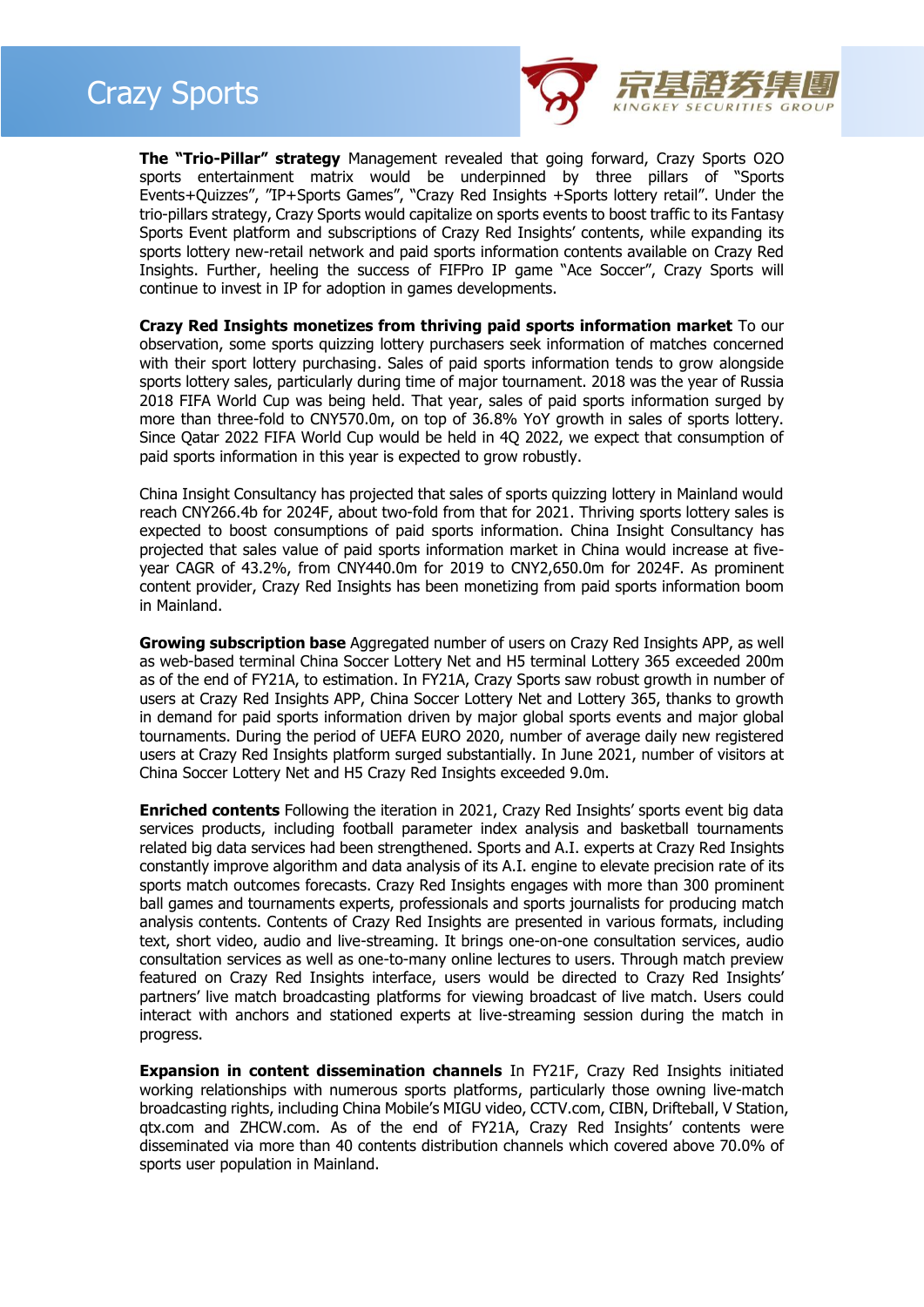**The "Trio-Pillar" strategy** Management revealed that going forward, Crazy Sports O2O sports entertainment matrix would be underpinned by three pillars of "Sports Events+Quizzes", "IP+Sports Games", "Crazy Red Insights +Sports lottery retail". Under the trio-pillars strategy, Crazy Sports would capitalize on sports events to boost traffic to its Fantasy Sports Event platform and subscriptions of Crazy Red Insights' contents, while expanding its sports lottery new-retail network and paid sports information contents available on Crazy Red Insights. Further, heeling the success of FIFPro IP game "Ace Soccer", Crazy Sports will continue to invest in IP for adoption in games developments.

**Crazy Red Insights monetizes from thriving paid sports information market** To our observation, some sports quizzing lottery purchasers seek information of matches concerned with their sport lottery purchasing. Sales of paid sports information tends to grow alongside sports lottery sales, particularly during time of major tournament. 2018 was the year of Russia 2018 FIFA World Cup was being held. That year, sales of paid sports information surged by more than three-fold to CNY570.0m, on top of 36.8% YoY growth in sales of sports lottery. Since Qatar 2022 FIFA World Cup would be held in 4Q 2022, we expect that consumption of paid sports information in this year is expected to grow robustly.

China Insight Consultancy has projected that sales of sports quizzing lottery in Mainland would reach CNY266.4b for 2024F, about two-fold from that for 2021. Thriving sports lottery sales is expected to boost consumptions of paid sports information. China Insight Consultancy has projected that sales value of paid sports information market in China would increase at five-year CAGR of 43.2%, from CNY440.0m for 2019 to CNY2,650.0m for 2024F. As prominent content provider, Crazy Red Insights has been monetizing from paid sports information boom in Mainland.

**Growing subscription base** Aggregated number of users on Crazy Red Insights APP, as well as web-based terminal China Soccer Lottery Net and H5 terminal Lottery 365 exceeded 200m as of the end of FY21A, to estimation. In FY21A, Crazy Sports saw robust growth in number of users at Crazy Red Insights APP, China Soccer Lottery Net and Lottery 365, thanks to growth in demand for paid sports information driven by major global sports events and major global tournaments. During the period of UEFA EURO 2020, number of average daily new registered users at Crazy Red Insights platform surged substantially. In June 2021, number of visitors at China Soccer Lottery Net and H5 Crazy Red Insights exceeded 9.0m.

**Enriched contents** Following the iteration in 2021, Crazy Red Insights' sports event big data services products, including football parameter index analysis and basketball tournaments related big data services had been strengthened. Sports and A.I. experts at Crazy Red Insights constantly improve algorithm and data analysis of its A.I. engine to elevate precision rate of its sports match outcomes forecasts. Crazy Red Insights engages with more than 300 prominent ball games and tournaments experts, professionals and sports journalists for producing match analysis contents. Contents of Crazy Red Insights are presented in various formats, including text, short video, audio and live-streaming. It brings one-on-one consultation services, audio consultation services as well as one-to-many online lectures to users. Through match preview featured on Crazy Red Insights interface, users would be directed to Crazy Red Insights' partners' live match broadcasting platforms for viewing broadcast of live match. Users could interact with anchors and stationed experts at live-streaming session during the match in progress.

**Expansion in content dissemination channels** In FY21F, Crazy Red Insights initiated working relationships with numerous sports platforms, particularly those owning live-match broadcasting rights, including China Mobile's MIGU video, CCTV.com, CIBN, Drifteball, V Station, qtx.com and ZHCW.com. As of the end of FY21A, Crazy Red Insights' contents were disseminated via more than 40 contents distribution channels which covered above 70.0% of sports user population in Mainland.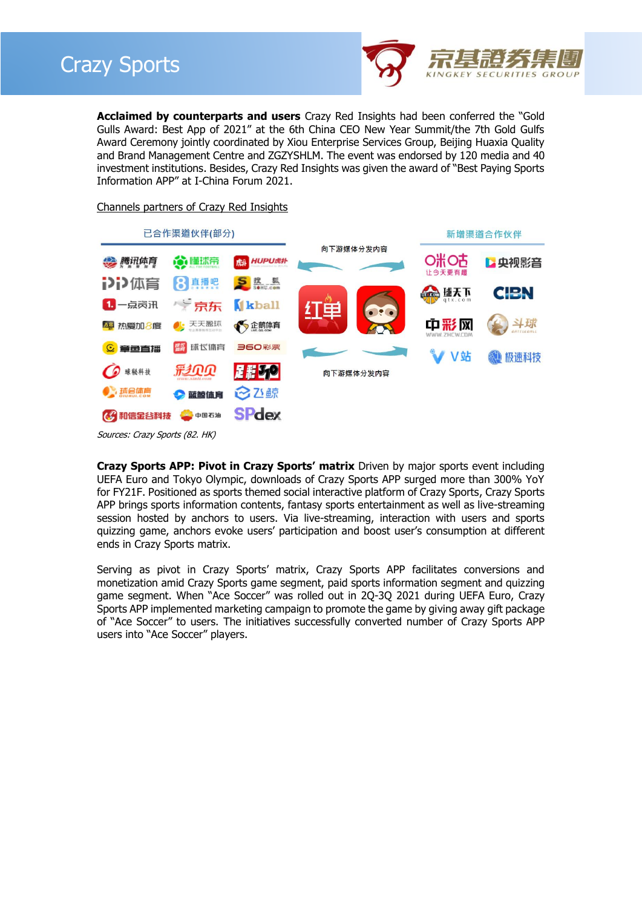**Acclaimed by counterparts and users** Crazy Red Insights had been conferred the "Gold Gulls Award: Best App of 2021" at the 6th China CEO New Year Summit/the 7th Gold Gulfs Award Ceremony jointly coordinated by Xiou Enterprise Services Group, Beijing Huaxia Quality and Brand Management Centre and ZGZYSHLM. The event was endorsed by 120 media and 40 investment institutions. Besides, Crazy Red Insights was given the award of "Best Paying Sports Information APP" at I-China Forum 2021.

Channels partners of Crazy Red Insights

已合作渠道伙伴(部分)

新增渠道合作伙伴

向下游媒体分发内容

向下游媒体分发内容

*Sources: Crazy Sports (82. HK)*

**Crazy Sports APP: Pivot in Crazy Sports' matrix** Driven by major sports event including UEFA Euro and Tokyo Olympic, downloads of Crazy Sports APP surged more than 300% YoY for FY21F. Positioned as sports themed social interactive platform of Crazy Sports, Crazy Sports APP brings sports information contents, fantasy sports entertainment as well as live-streaming session hosted by anchors to users. Via live-streaming, interaction with users and sports quizzing game, anchors evoke users' participation and boost user's consumption at different ends in Crazy Sports matrix.

Serving as pivot in Crazy Sports' matrix, Crazy Sports APP facilitates conversions and monetization amid Crazy Sports game segment, paid sports information segment and quizzing game segment. When "Ace Soccer" was rolled out in 2Q-3Q 2021 during UEFA Euro, Crazy Sports APP implemented marketing campaign to promote the game by giving away gift package of "Ace Soccer" to users. The initiatives successfully converted number of Crazy Sports APP users into "Ace Soccer" players.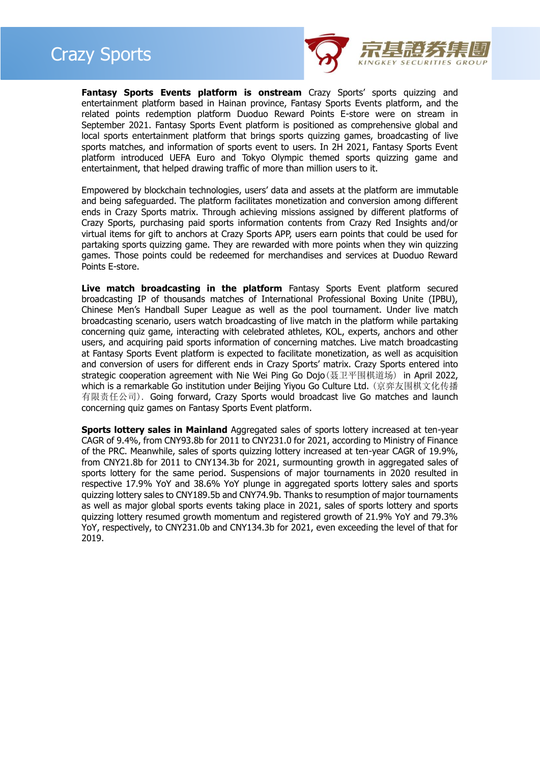**Fantasy Sports Events platform is onstream** Crazy Sports' sports quizzing and entertainment platform based in Hainan province, Fantasy Sports Events platform, and the related points redemption platform Duoduo Reward Points E-store were on stream in September 2021. Fantasy Sports Event platform is positioned as comprehensive global and local sports entertainment platform that brings sports quizzing games, broadcasting of live sports matches, and information of sports event to users. In 2H 2021, Fantasy Sports Event platform introduced UEFA Euro and Tokyo Olympic themed sports quizzing game and entertainment, that helped drawing traffic of more than million users to it.

Empowered by blockchain technologies, users' data and assets at the platform are immutable and being safeguarded. The platform facilitates monetization and conversion among different ends in Crazy Sports matrix. Through achieving missions assigned by different platforms of Crazy Sports, purchasing paid sports information contents from Crazy Red Insights and/or virtual items for gift to anchors at Crazy Sports APP, users earn points that could be used for partaking sports quizzing game. They are rewarded with more points when they win quizzing games. Those points could be redeemed for merchandises and services at Duoduo Reward Points E-store.

**Live match broadcasting in the platform** Fantasy Sports Event platform secured broadcasting IP of thousands matches of International Professional Boxing Unite (IPBU), Chinese Men's Handball Super League as well as the pool tournament. Under live match broadcasting scenario, users watch broadcasting of live match in the platform while partaking concerning quiz game, interacting with celebrated athletes, KOL, experts, anchors and other users, and acquiring paid sports information of concerning matches. Live match broadcasting at Fantasy Sports Event platform is expected to facilitate monetization, as well as acquisition and conversion of users for different ends in Crazy Sports' matrix. Crazy Sports entered into strategic cooperation agreement with Nie Wei Ping Go Dojo（聂卫平围棋道场） in April 2022, which is a remarkable Go institution under Beijing Yiyou Go Culture Ltd.（京弈友围棋文化传播有限责任公司）. Going forward, Crazy Sports would broadcast live Go matches and launch concerning quiz games on Fantasy Sports Event platform.

**Sports lottery sales in Mainland** Aggregated sales of sports lottery increased at ten-year CAGR of 9.4%, from CNY93.8b for 2011 to CNY231.0 for 2021, according to Ministry of Finance of the PRC. Meanwhile, sales of sports quizzing lottery increased at ten-year CAGR of 19.9%, from CNY21.8b for 2011 to CNY134.3b for 2021, surmounting growth in aggregated sales of sports lottery for the same period. Suspensions of major tournaments in 2020 resulted in respective 17.9% YoY and 38.6% YoY plunge in aggregated sports lottery sales and sports quizzing lottery sales to CNY189.5b and CNY74.9b. Thanks to resumption of major tournaments as well as major global sports events taking place in 2021, sales of sports lottery and sports quizzing lottery resumed growth momentum and registered growth of 21.9% YoY and 79.3% YoY, respectively, to CNY231.0b and CNY134.3b for 2021, even exceeding the level of that for 2019.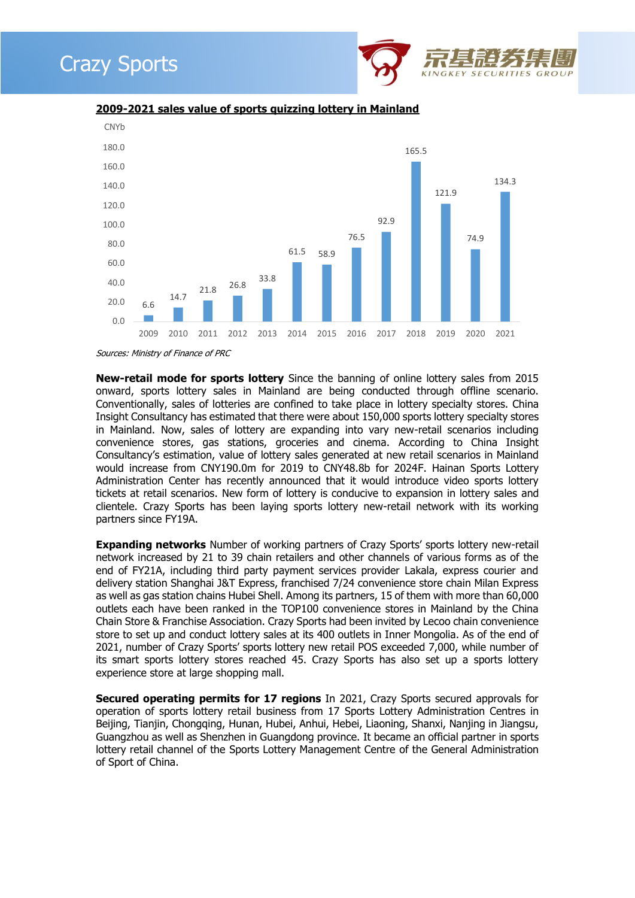**2009-2021 sales value of sports quizzing lottery in Mainland**

CNYb

| Year | Sales value |
|---|---|
| 2009 | 6.6 |
| 2010 | 14.7 |
| 2011 | 21.8 |
| 2012 | 26.8 |
| 2013 | 33.8 |
| 2014 | 61.5 |
| 2015 | 58.9 |
| 2016 | 76.5 |
| 2017 | 92.9 |
| 2018 | 165.5 |
| 2019 | 121.9 |
| 2020 | 74.9 |
| 2021 | 134.3 |

*Sources: Ministry of Finance of PRC*

**New-retail mode for sports lottery** Since the banning of online lottery sales from 2015 onward, sports lottery sales in Mainland are being conducted through offline scenario. Conventionally, sales of lotteries are confined to take place in lottery specialty stores. China Insight Consultancy has estimated that there were about 150,000 sports lottery specialty stores in Mainland. Now, sales of lottery are expanding into vary new-retail scenarios including convenience stores, gas stations, groceries and cinema. According to China Insight Consultancy's estimation, value of lottery sales generated at new retail scenarios in Mainland would increase from CNY190.0m for 2019 to CNY48.8b for 2024F. Hainan Sports Lottery Administration Center has recently announced that it would introduce video sports lottery tickets at retail scenarios. New form of lottery is conducive to expansion in lottery sales and clientele. Crazy Sports has been laying sports lottery new-retail network with its working partners since FY19A.

**Expanding networks** Number of working partners of Crazy Sports' sports lottery new-retail network increased by 21 to 39 chain retailers and other channels of various forms as of the end of FY21A, including third party payment services provider Lakala, express courier and delivery station Shanghai J&T Express, franchised 7/24 convenience store chain Milan Express as well as gas station chains Hubei Shell. Among its partners, 15 of them with more than 60,000 outlets each have been ranked in the TOP100 convenience stores in Mainland by the China Chain Store & Franchise Association. Crazy Sports had been invited by Lecoo chain convenience store to set up and conduct lottery sales at its 400 outlets in Inner Mongolia. As of the end of 2021, number of Crazy Sports' sports lottery new retail POS exceeded 7,000, while number of its smart sports lottery stores reached 45. Crazy Sports has also set up a sports lottery experience store at large shopping mall.

**Secured operating permits for 17 regions** In 2021, Crazy Sports secured approvals for operation of sports lottery retail business from 17 Sports Lottery Administration Centres in Beijing, Tianjin, Chongqing, Hunan, Hubei, Anhui, Hebei, Liaoning, Shanxi, Nanjing in Jiangsu, Guangzhou as well as Shenzhen in Guangdong province. It became an official partner in sports lottery retail channel of the Sports Lottery Management Centre of the General Administration of Sport of China.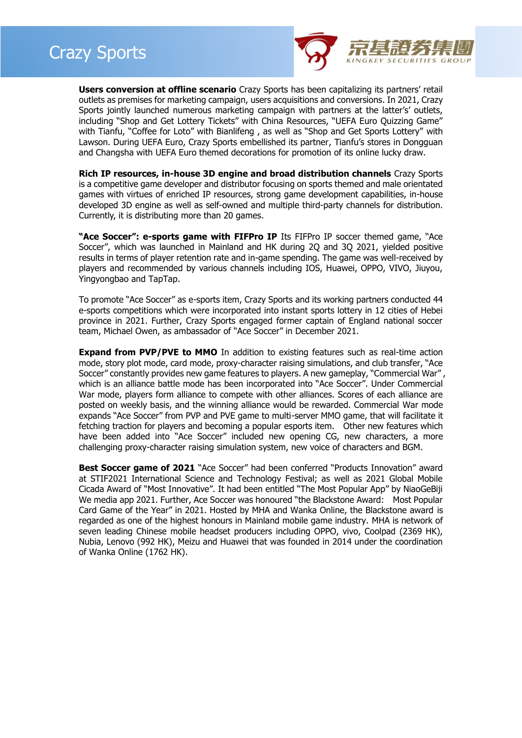**Users conversion at offline scenario** Crazy Sports has been capitalizing its partners' retail outlets as premises for marketing campaign, users acquisitions and conversions. In 2021, Crazy Sports jointly launched numerous marketing campaign with partners at the latter's' outlets, including "Shop and Get Lottery Tickets" with China Resources, "UEFA Euro Quizzing Game" with Tianfu, "Coffee for Loto" with Bianlifeng , as well as "Shop and Get Sports Lottery" with Lawson. During UEFA Euro, Crazy Sports embellished its partner, Tianfu's stores in Dongguan and Changsha with UEFA Euro themed decorations for promotion of its online lucky draw.

**Rich IP resources, in-house 3D engine and broad distribution channels** Crazy Sports is a competitive game developer and distributor focusing on sports themed and male orientated games with virtues of enriched IP resources, strong game development capabilities, in-house developed 3D engine as well as self-owned and multiple third-party channels for distribution. Currently, it is distributing more than 20 games.

**"Ace Soccer": e-sports game with FIFPro IP** Its FIFPro IP soccer themed game, "Ace Soccer", which was launched in Mainland and HK during 2Q and 3Q 2021, yielded positive results in terms of player retention rate and in-game spending. The game was well-received by players and recommended by various channels including IOS, Huawei, OPPO, VIVO, Jiuyou, Yingyongbao and TapTap.

To promote "Ace Soccer" as e-sports item, Crazy Sports and its working partners conducted 44 e-sports competitions which were incorporated into instant sports lottery in 12 cities of Hebei province in 2021. Further, Crazy Sports engaged former captain of England national soccer team, Michael Owen, as ambassador of "Ace Soccer" in December 2021.

**Expand from PVP/PVE to MMO** In addition to existing features such as real-time action mode, story plot mode, card mode, proxy-character raising simulations, and club transfer, "Ace Soccer" constantly provides new game features to players. A new gameplay, "Commercial War", which is an alliance battle mode has been incorporated into "Ace Soccer". Under Commercial War mode, players form alliance to compete with other alliances. Scores of each alliance are posted on weekly basis, and the winning alliance would be rewarded. Commercial War mode expands "Ace Soccer" from PVP and PVE game to multi-server MMO game, that will facilitate it fetching traction for players and becoming a popular esports item. Other new features which have been added into "Ace Soccer" included new opening CG, new characters, a more challenging proxy-character raising simulation system, new voice of characters and BGM.

**Best Soccer game of 2021** "Ace Soccer" had been conferred "Products Innovation" award at STIF2021 International Science and Technology Festival; as well as 2021 Global Mobile Cicada Award of "Most Innovative". It had been entitled "The Most Popular App" by NiaoGeBiji We media app 2021. Further, Ace Soccer was honoured "the Blackstone Award: Most Popular Card Game of the Year" in 2021. Hosted by MHA and Wanka Online, the Blackstone award is regarded as one of the highest honours in Mainland mobile game industry. MHA is network of seven leading Chinese mobile headset producers including OPPO, vivo, Coolpad (2369 HK), Nubia, Lenovo (992 HK), Meizu and Huawei that was founded in 2014 under the coordination of Wanka Online (1762 HK).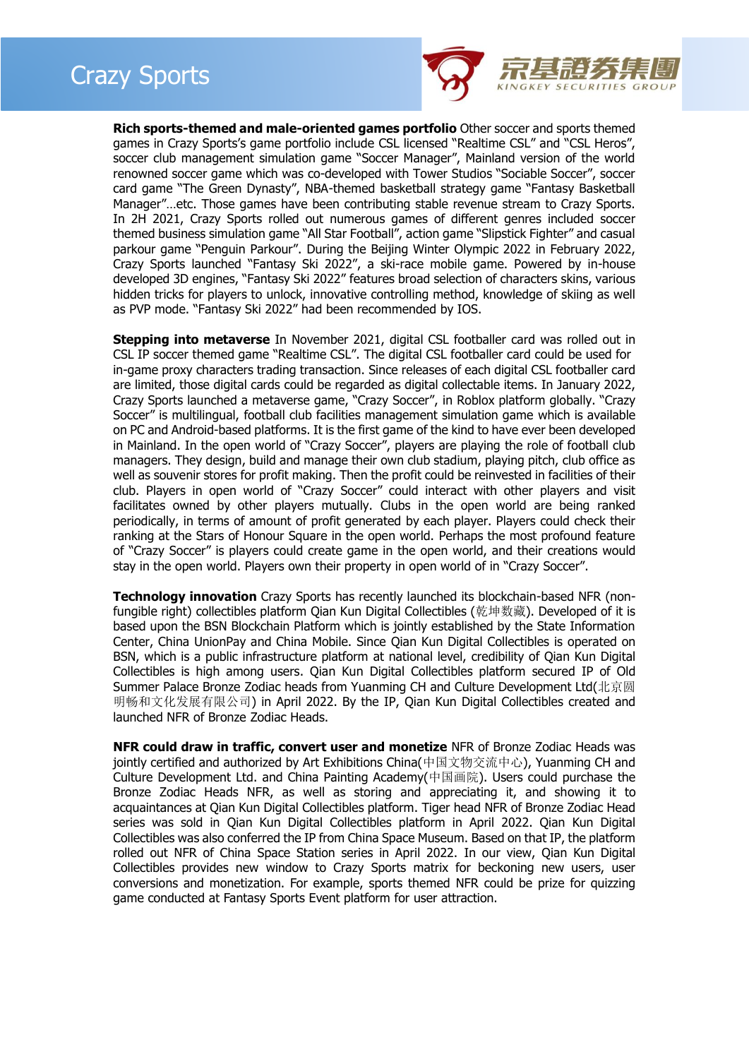**Rich sports-themed and male-oriented games portfolio** Other soccer and sports themed games in Crazy Sports's game portfolio include CSL licensed "Realtime CSL" and "CSL Heros", soccer club management simulation game "Soccer Manager", Mainland version of the world renowned soccer game which was co-developed with Tower Studios "Sociable Soccer", soccer card game "The Green Dynasty", NBA-themed basketball strategy game "Fantasy Basketball Manager"…etc. Those games have been contributing stable revenue stream to Crazy Sports. In 2H 2021, Crazy Sports rolled out numerous games of different genres included soccer themed business simulation game "All Star Football", action game "Slipstick Fighter" and casual parkour game "Penguin Parkour". During the Beijing Winter Olympic 2022 in February 2022, Crazy Sports launched "Fantasy Ski 2022", a ski-race mobile game. Powered by in-house developed 3D engines, "Fantasy Ski 2022" features broad selection of characters skins, various hidden tricks for players to unlock, innovative controlling method, knowledge of skiing as well as PVP mode. "Fantasy Ski 2022" had been recommended by IOS.

**Stepping into metaverse** In November 2021, digital CSL footballer card was rolled out in CSL IP soccer themed game "Realtime CSL". The digital CSL footballer card could be used for in-game proxy characters trading transaction. Since releases of each digital CSL footballer card are limited, those digital cards could be regarded as digital collectable items. In January 2022, Crazy Sports launched a metaverse game, "Crazy Soccer", in Roblox platform globally. "Crazy Soccer" is multilingual, football club facilities management simulation game which is available on PC and Android-based platforms. It is the first game of the kind to have ever been developed in Mainland. In the open world of "Crazy Soccer", players are playing the role of football club managers. They design, build and manage their own club stadium, playing pitch, club office as well as souvenir stores for profit making. Then the profit could be reinvested in facilities of their club. Players in open world of "Crazy Soccer" could interact with other players and visit facilitates owned by other players mutually. Clubs in the open world are being ranked periodically, in terms of amount of profit generated by each player. Players could check their ranking at the Stars of Honour Square in the open world. Perhaps the most profound feature of "Crazy Soccer" is players could create game in the open world, and their creations would stay in the open world. Players own their property in open world of in "Crazy Soccer".

**Technology innovation** Crazy Sports has recently launched its blockchain-based NFR (non-fungible right) collectibles platform Qian Kun Digital Collectibles (乾坤数藏). Developed of it is based upon the BSN Blockchain Platform which is jointly established by the State Information Center, China UnionPay and China Mobile. Since Qian Kun Digital Collectibles is operated on BSN, which is a public infrastructure platform at national level, credibility of Qian Kun Digital Collectibles is high among users. Qian Kun Digital Collectibles platform secured IP of Old Summer Palace Bronze Zodiac heads from Yuanming CH and Culture Development Ltd(北京圆明畅和文化发展有限公司) in April 2022. By the IP, Qian Kun Digital Collectibles created and launched NFR of Bronze Zodiac Heads.

**NFR could draw in traffic, convert user and monetize** NFR of Bronze Zodiac Heads was jointly certified and authorized by Art Exhibitions China(中国文物交流中心), Yuanming CH and Culture Development Ltd. and China Painting Academy(中国画院). Users could purchase the Bronze Zodiac Heads NFR, as well as storing and appreciating it, and showing it to acquaintances at Qian Kun Digital Collectibles platform. Tiger head NFR of Bronze Zodiac Head series was sold in Qian Kun Digital Collectibles platform in April 2022. Qian Kun Digital Collectibles was also conferred the IP from China Space Museum. Based on that IP, the platform rolled out NFR of China Space Station series in April 2022. In our view, Qian Kun Digital Collectibles provides new window to Crazy Sports matrix for beckoning new users, user conversions and monetization. For example, sports themed NFR could be prize for quizzing game conducted at Fantasy Sports Event platform for user attraction.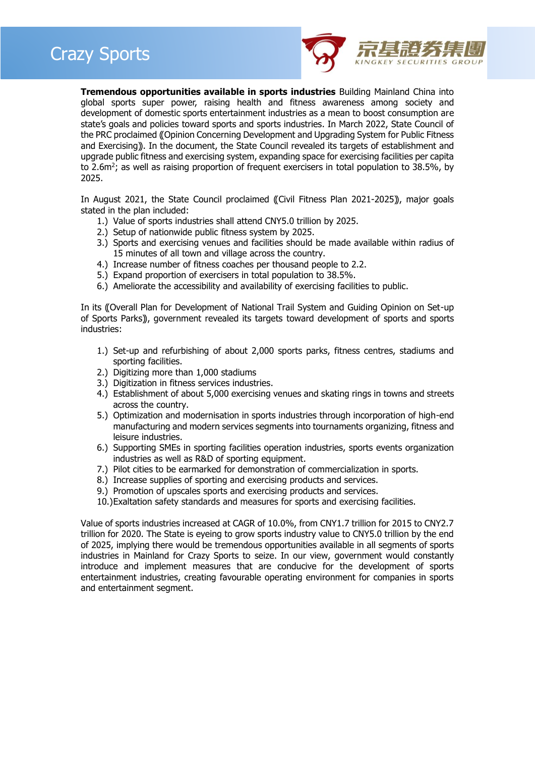**Tremendous opportunities available in sports industries** Building Mainland China into global sports super power, raising health and fitness awareness among society and development of domestic sports entertainment industries as a mean to boost consumption are state's goals and policies toward sports and sports industries. In March 2022, State Council of the PRC proclaimed 《Opinion Concerning Development and Upgrading System for Public Fitness and Exercising》. In the document, the State Council revealed its targets of establishment and upgrade public fitness and exercising system, expanding space for exercising facilities per capita to 2.6m$^2$; as well as raising proportion of frequent exercisers in total population to 38.5%, by 2025.

In August 2021, the State Council proclaimed 《Civil Fitness Plan 2021-2025》, major goals stated in the plan included:

1.) Value of sports industries shall attend CNY5.0 trillion by 2025.
2.) Setup of nationwide public fitness system by 2025.
3.) Sports and exercising venues and facilities should be made available within radius of 15 minutes of all town and village across the country.
4.) Increase number of fitness coaches per thousand people to 2.2.
5.) Expand proportion of exercisers in total population to 38.5%.
6.) Ameliorate the accessibility and availability of exercising facilities to public.

In its 《Overall Plan for Development of National Trail System and Guiding Opinion on Set-up of Sports Parks》, government revealed its targets toward development of sports and sports industries:

1.) Set-up and refurbishing of about 2,000 sports parks, fitness centres, stadiums and sporting facilities.
2.) Digitizing more than 1,000 stadiums
3.) Digitization in fitness services industries.
4.) Establishment of about 5,000 exercising venues and skating rings in towns and streets across the country.
5.) Optimization and modernisation in sports industries through incorporation of high-end manufacturing and modern services segments into tournaments organizing, fitness and leisure industries.
6.) Supporting SMEs in sporting facilities operation industries, sports events organization industries as well as R&D of sporting equipment.
7.) Pilot cities to be earmarked for demonstration of commercialization in sports.
8.) Increase supplies of sporting and exercising products and services.
9.) Promotion of upscales sports and exercising products and services.
10.) Exaltation safety standards and measures for sports and exercising facilities.

Value of sports industries increased at CAGR of 10.0%, from CNY1.7 trillion for 2015 to CNY2.7 trillion for 2020. The State is eyeing to grow sports industry value to CNY5.0 trillion by the end of 2025, implying there would be tremendous opportunities available in all segments of sports industries in Mainland for Crazy Sports to seize. In our view, government would constantly introduce and implement measures that are conducive for the development of sports entertainment industries, creating favourable operating environment for companies in sports and entertainment segment.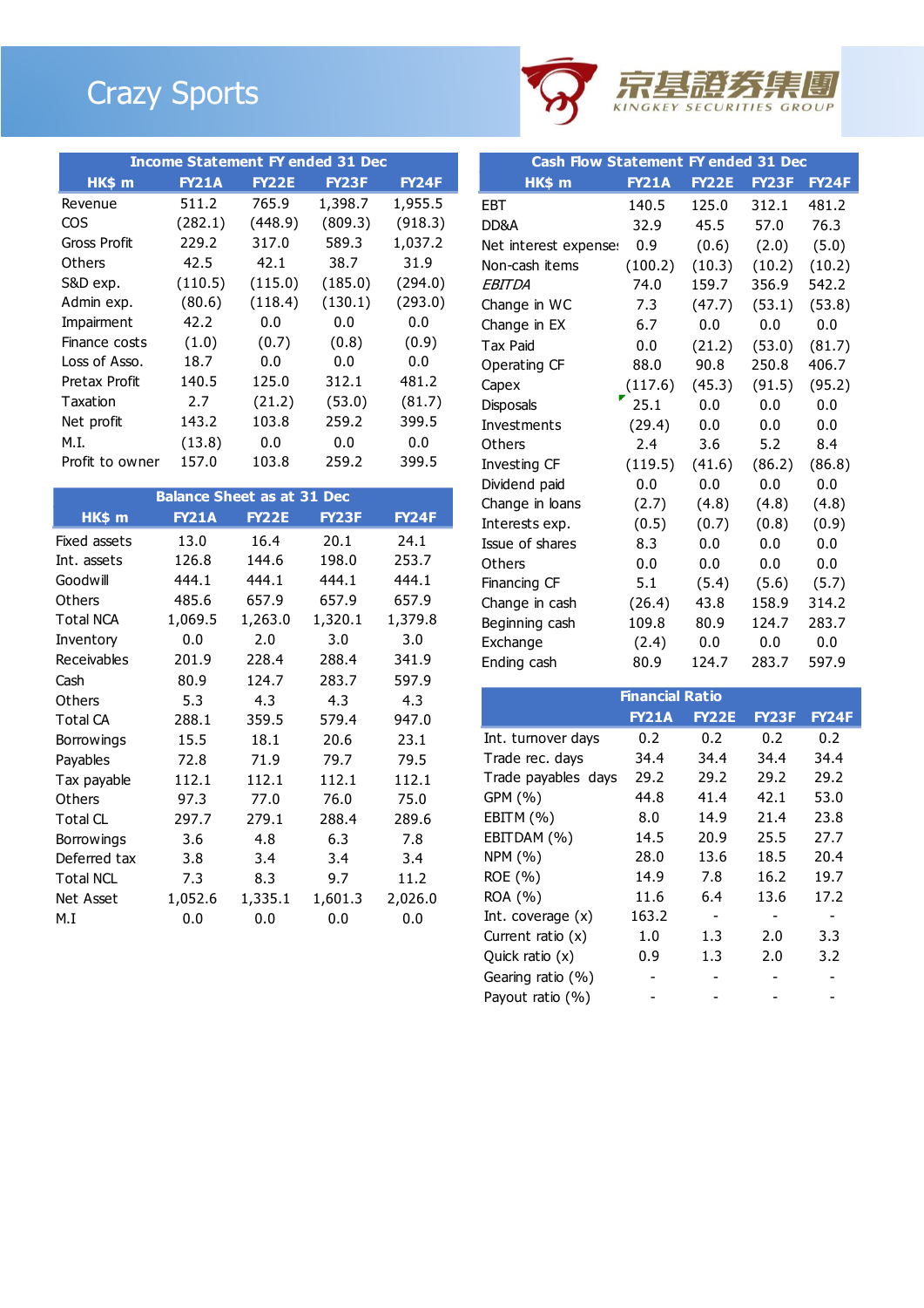# Crazy Sports

| Income Statement FY ended 31 Dec | | | | |
|---|---|---|---|---|
| HK$ m | FY21A | FY22E | FY23F | FY24F |
| Revenue | 511.2 | 765.9 | 1,398.7 | 1,955.5 |
| COS | (282.1) | (448.9) | (809.3) | (918.3) |
| Gross Profit | 229.2 | 317.0 | 589.3 | 1,037.2 |
| Others | 42.5 | 42.1 | 38.7 | 31.9 |
| S&D exp. | (110.5) | (115.0) | (185.0) | (294.0) |
| Admin exp. | (80.6) | (118.4) | (130.1) | (293.0) |
| Impairment | 42.2 | 0.0 | 0.0 | 0.0 |
| Finance costs | (1.0) | (0.7) | (0.8) | (0.9) |
| Loss of Asso. | 18.7 | 0.0 | 0.0 | 0.0 |
| Pretax Profit | 140.5 | 125.0 | 312.1 | 481.2 |
| Taxation | 2.7 | (21.2) | (53.0) | (81.7) |
| Net profit | 143.2 | 103.8 | 259.2 | 399.5 |
| M.I. | (13.8) | 0.0 | 0.0 | 0.0 |
| Profit to owner | 157.0 | 103.8 | 259.2 | 399.5 |

| Balance Sheet as at 31 Dec | | | | |
|---|---|---|---|---|
| HK$ m | FY21A | FY22E | FY23F | FY24F |
| Fixed assets | 13.0 | 16.4 | 20.1 | 24.1 |
| Int. assets | 126.8 | 144.6 | 198.0 | 253.7 |
| Goodwill | 444.1 | 444.1 | 444.1 | 444.1 |
| Others | 485.6 | 657.9 | 657.9 | 657.9 |
| Total NCA | 1,069.5 | 1,263.0 | 1,320.1 | 1,379.8 |
| Inventory | 0.0 | 2.0 | 3.0 | 3.0 |
| Receivables | 201.9 | 228.4 | 288.4 | 341.9 |
| Cash | 80.9 | 124.7 | 283.7 | 597.9 |
| Others | 5.3 | 4.3 | 4.3 | 4.3 |
| Total CA | 288.1 | 359.5 | 579.4 | 947.0 |
| Borrowings | 15.5 | 18.1 | 20.6 | 23.1 |
| Payables | 72.8 | 71.9 | 79.7 | 79.5 |
| Tax payable | 112.1 | 112.1 | 112.1 | 112.1 |
| Others | 97.3 | 77.0 | 76.0 | 75.0 |
| Total CL | 297.7 | 279.1 | 288.4 | 289.6 |
| Borrowings | 3.6 | 4.8 | 6.3 | 7.8 |
| Deferred tax | 3.8 | 3.4 | 3.4 | 3.4 |
| Total NCL | 7.3 | 8.3 | 9.7 | 11.2 |
| Net Asset | 1,052.6 | 1,335.1 | 1,601.3 | 2,026.0 |
| M.I | 0.0 | 0.0 | 0.0 | 0.0 |

| Cash Flow Statement FY ended 31 Dec | | | | |
|---|---|---|---|---|
| HK$ m | FY21A | FY22E | FY23F | FY24F |
| EBT | 140.5 | 125.0 | 312.1 | 481.2 |
| DD&A | 32.9 | 45.5 | 57.0 | 76.3 |
| Net interest expense | 0.9 | (0.6) | (2.0) | (5.0) |
| Non-cash items | (100.2) | (10.3) | (10.2) | (10.2) |
| *EBITDA* | 74.0 | 159.7 | 356.9 | 542.2 |
| Change in WC | 7.3 | (47.7) | (53.1) | (53.8) |
| Change in EX | 6.7 | 0.0 | 0.0 | 0.0 |
| Tax Paid | 0.0 | (21.2) | (53.0) | (81.7) |
| Operating CF | 88.0 | 90.8 | 250.8 | 406.7 |
| Capex | (117.6) | (45.3) | (91.5) | (95.2) |
| Disposals | 25.1 | 0.0 | 0.0 | 0.0 |
| Investments | (29.4) | 0.0 | 0.0 | 0.0 |
| Others | 2.4 | 3.6 | 5.2 | 8.4 |
| Investing CF | (119.5) | (41.6) | (86.2) | (86.8) |
| Dividend paid | 0.0 | 0.0 | 0.0 | 0.0 |
| Change in loans | (2.7) | (4.8) | (4.8) | (4.8) |
| Interests exp. | (0.5) | (0.7) | (0.8) | (0.9) |
| Issue of shares | 8.3 | 0.0 | 0.0 | 0.0 |
| Others | 0.0 | 0.0 | 0.0 | 0.0 |
| Financing CF | 5.1 | (5.4) | (5.6) | (5.7) |
| Change in cash | (26.4) | 43.8 | 158.9 | 314.2 |
| Beginning cash | 109.8 | 80.9 | 124.7 | 283.7 |
| Exchange | (2.4) | 0.0 | 0.0 | 0.0 |
| Ending cash | 80.9 | 124.7 | 283.7 | 597.9 |

| Financial Ratio | | | | |
|---|---|---|---|---|
| | FY21A | FY22E | FY23F | FY24F |
| Int. turnover days | 0.2 | 0.2 | 0.2 | 0.2 |
| Trade rec. days | 34.4 | 34.4 | 34.4 | 34.4 |
| Trade payables days | 29.2 | 29.2 | 29.2 | 29.2 |
| GPM (%) | 44.8 | 41.4 | 42.1 | 53.0 |
| EBITM (%) | 8.0 | 14.9 | 21.4 | 23.8 |
| EBITDAM (%) | 14.5 | 20.9 | 25.5 | 27.7 |
| NPM (%) | 28.0 | 13.6 | 18.5 | 20.4 |
| ROE (%) | 14.9 | 7.8 | 16.2 | 19.7 |
| ROA (%) | 11.6 | 6.4 | 13.6 | 17.2 |
| Int. coverage (x) | 163.2 | - | - | - |
| Current ratio (x) | 1.0 | 1.3 | 2.0 | 3.3 |
| Quick ratio (x) | 0.9 | 1.3 | 2.0 | 3.2 |
| Gearing ratio (%) | - | - | - | - |
| Payout ratio (%) | - | - | - | - |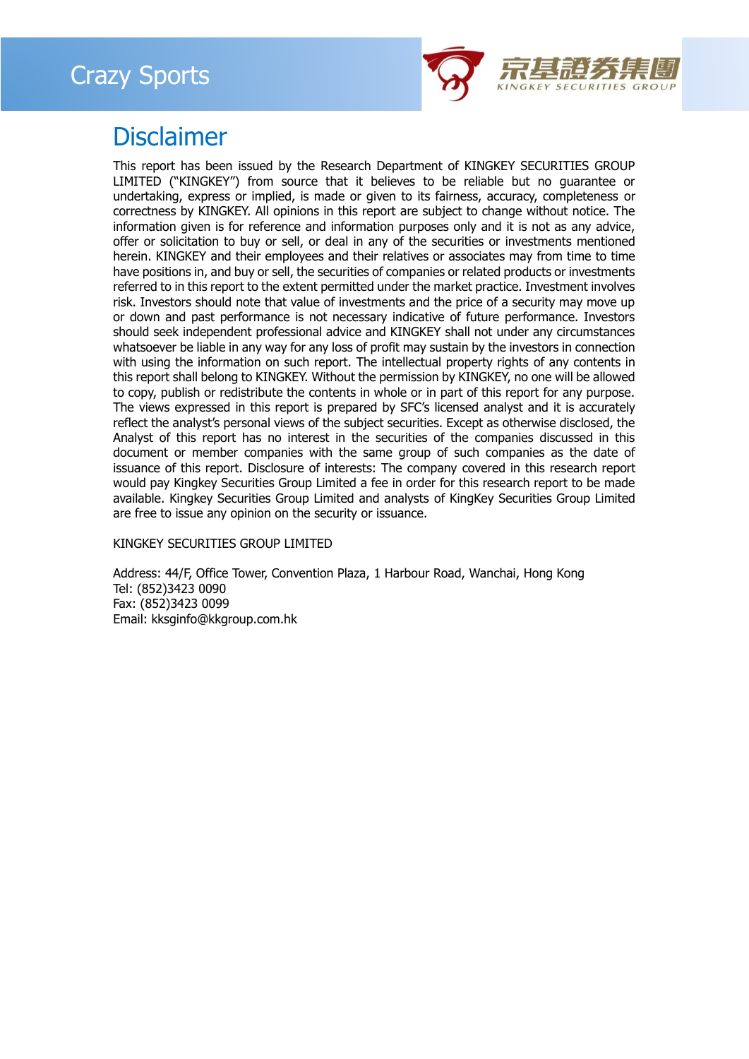# Disclaimer

This report has been issued by the Research Department of KINGKEY SECURITIES GROUP LIMITED ("KINGKEY") from source that it believes to be reliable but no guarantee or undertaking, express or implied, is made or given to its fairness, accuracy, completeness or correctness by KINGKEY. All opinions in this report are subject to change without notice. The information given is for reference and information purposes only and it is not as any advice, offer or solicitation to buy or sell, or deal in any of the securities or investments mentioned herein. KINGKEY and their employees and their relatives or associates may from time to time have positions in, and buy or sell, the securities of companies or related products or investments referred to in this report to the extent permitted under the market practice. Investment involves risk. Investors should note that value of investments and the price of a security may move up or down and past performance is not necessary indicative of future performance. Investors should seek independent professional advice and KINGKEY shall not under any circumstances whatsoever be liable in any way for any loss of profit may sustain by the investors in connection with using the information on such report. The intellectual property rights of any contents in this report shall belong to KINGKEY. Without the permission by KINGKEY, no one will be allowed to copy, publish or redistribute the contents in whole or in part of this report for any purpose. The views expressed in this report is prepared by SFC's licensed analyst and it is accurately reflect the analyst's personal views of the subject securities. Except as otherwise disclosed, the Analyst of this report has no interest in the securities of the companies discussed in this document or member companies with the same group of such companies as the date of issuance of this report. Disclosure of interests: The company covered in this research report would pay Kingkey Securities Group Limited a fee in order for this research report to be made available. Kingkey Securities Group Limited and analysts of KingKey Securities Group Limited are free to issue any opinion on the security or issuance.

KINGKEY SECURITIES GROUP LIMITED

Address: 44/F, Office Tower, Convention Plaza, 1 Harbour Road, Wanchai, Hong Kong
Tel: (852)3423 0090
Fax: (852)3423 0099
Email: kksginfo@kkgroup.com.hk